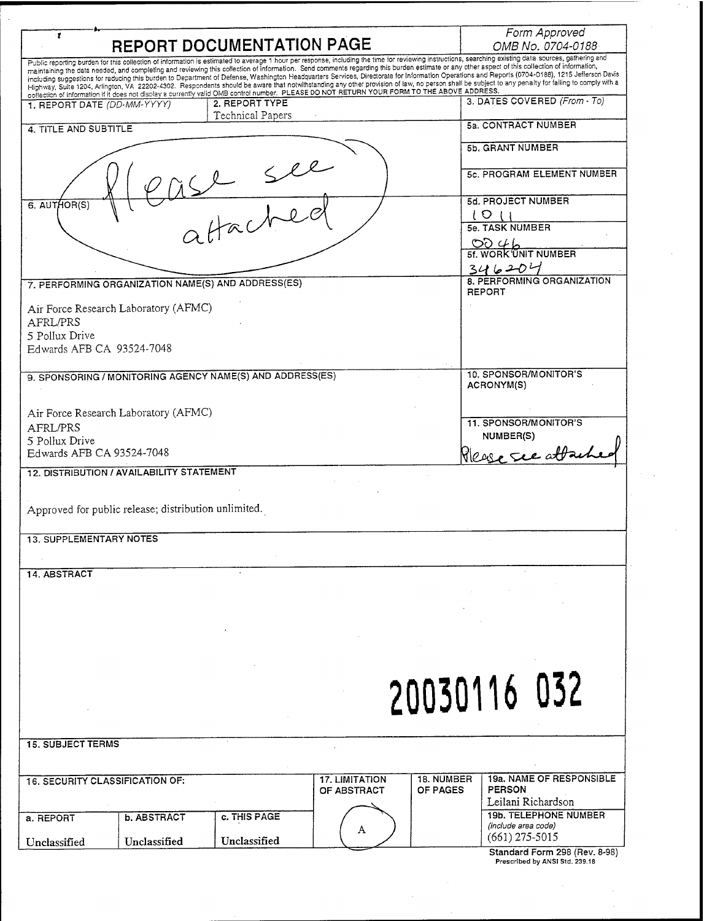# REPORT DOCUMENTATION PAGE

*Form Approved*
*OMB No. 0704-0188*

Public reporting burden for this collection of information is estimated to average 1 hour per response, including the time for reviewing instructions, searching existing data sources, gathering and maintaining the data needed, and completing and reviewing this collection of information. Send comments regarding this burden estimate or any other aspect of this collection of information, including suggestions for reducing this burden to Department of Defense, Washington Headquarters Services, Directorate for Information Operations and Reports (0704-0188), 1215 Jefferson Davis Highway, Suite 1204, Arlington, VA 22202-4302. Respondents should be aware that notwithstanding any other provision of law, no person shall be subject to any penalty for failing to comply with a collection of information if it does not display a currently valid OMB control number. **PLEASE DO NOT RETURN YOUR FORM TO THE ABOVE ADDRESS.**

| 1. REPORT DATE (*DD-MM-YYYY*) | 2. REPORT TYPE | 3. DATES COVERED (*From - To*) |
|---|---|---|
| | Technical Papers | |

**4. TITLE AND SUBTITLE**

Please see attached

**5a. CONTRACT NUMBER**

**5b. GRANT NUMBER**

**5c. PROGRAM ELEMENT NUMBER**

**6. AUTHOR(S)**

**5d. PROJECT NUMBER** 1011

**5e. TASK NUMBER** 0046

**5f. WORK UNIT NUMBER** 346204

**7. PERFORMING ORGANIZATION NAME(S) AND ADDRESS(ES)**

Air Force Research Laboratory (AFMC)
AFRL/PRS
5 Pollux Drive
Edwards AFB CA 93524-7048

**8. PERFORMING ORGANIZATION REPORT**

**9. SPONSORING / MONITORING AGENCY NAME(S) AND ADDRESS(ES)**

Air Force Research Laboratory (AFMC)
AFRL/PRS
5 Pollux Drive
Edwards AFB CA 93524-7048

**10. SPONSOR/MONITOR'S ACRONYM(S)**

**11. SPONSOR/MONITOR'S NUMBER(S)**

Please see attached

**12. DISTRIBUTION / AVAILABILITY STATEMENT**

Approved for public release; distribution unlimited.

**13. SUPPLEMENTARY NOTES**

**14. ABSTRACT**

20030116 032

**15. SUBJECT TERMS**

| 16. SECURITY CLASSIFICATION OF: | | | 17. LIMITATION OF ABSTRACT | 18. NUMBER OF PAGES | 19a. NAME OF RESPONSIBLE PERSON |
|---|---|---|---|---|---|
| | | | | | Leilani Richardson |
| a. REPORT | b. ABSTRACT | c. THIS PAGE | A | | 19b. TELEPHONE NUMBER (*include area code*) |
| Unclassified | Unclassified | Unclassified | | | (661) 275-5015 |

**Standard Form 298 (Rev. 8-98)**
Prescribed by ANSI Std. 239.18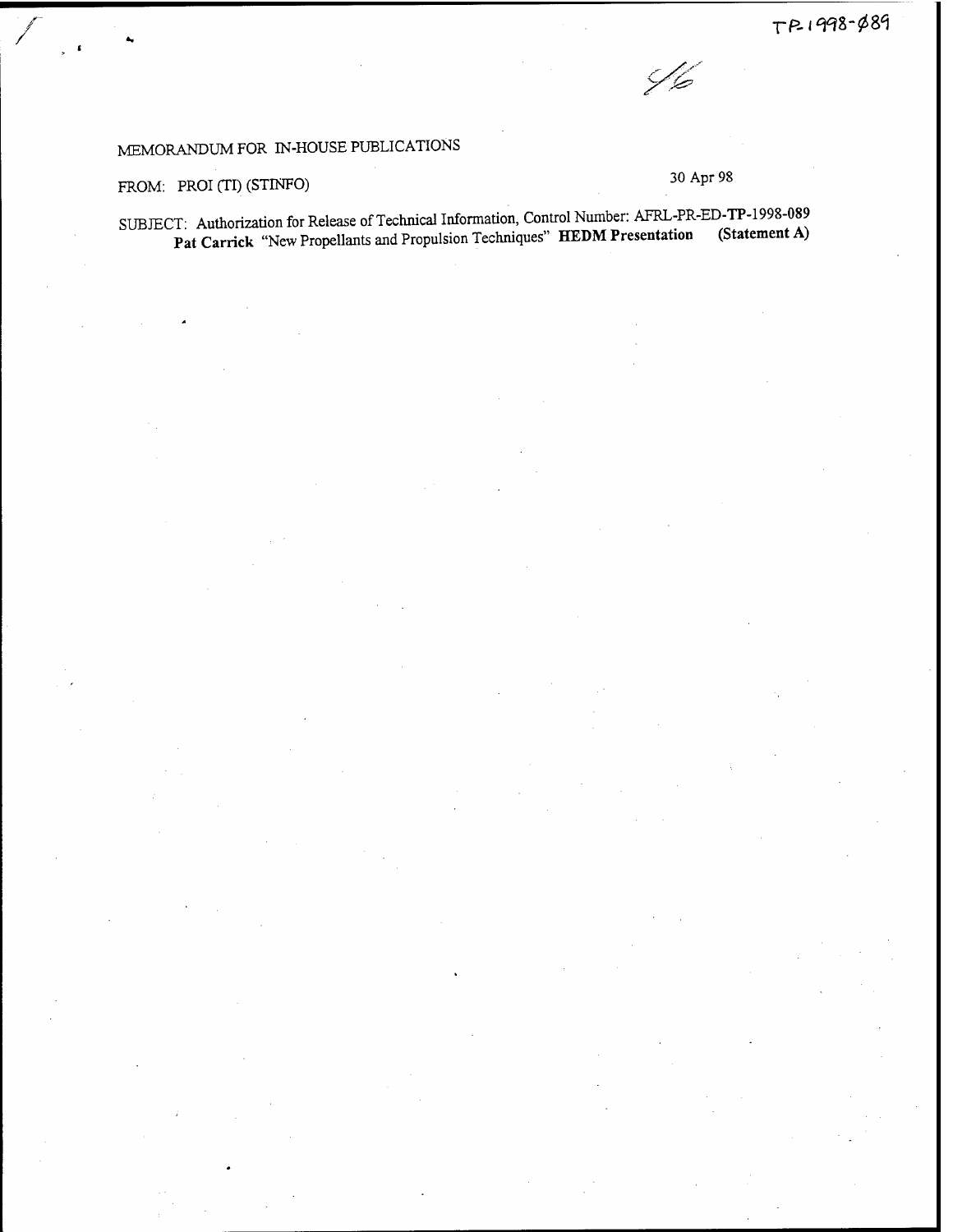TP-1998-089

MEMORANDUM FOR IN-HOUSE PUBLICATIONS

FROM: PROI (TI) (STINFO) 30 Apr 98

SUBJECT: Authorization for Release of Technical Information, Control Number: AFRL-PR-ED-**TP**-1998-089
**Pat Carrick** "New Propellants and Propulsion Techniques" **HEDM Presentation** **(Statement A)**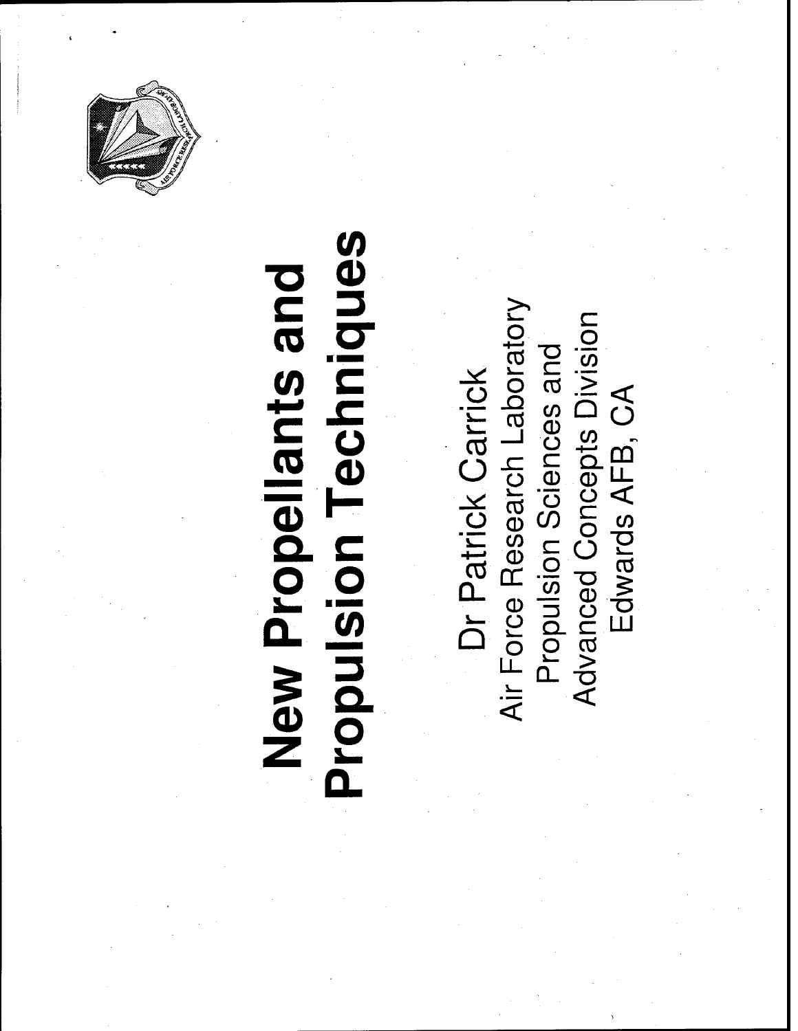# New Propellants and Propulsion Techniques

Dr Patrick Carrick
Air Force Research Laboratory
Propulsion Sciences and
Advanced Concepts Division
Edwards AFB, CA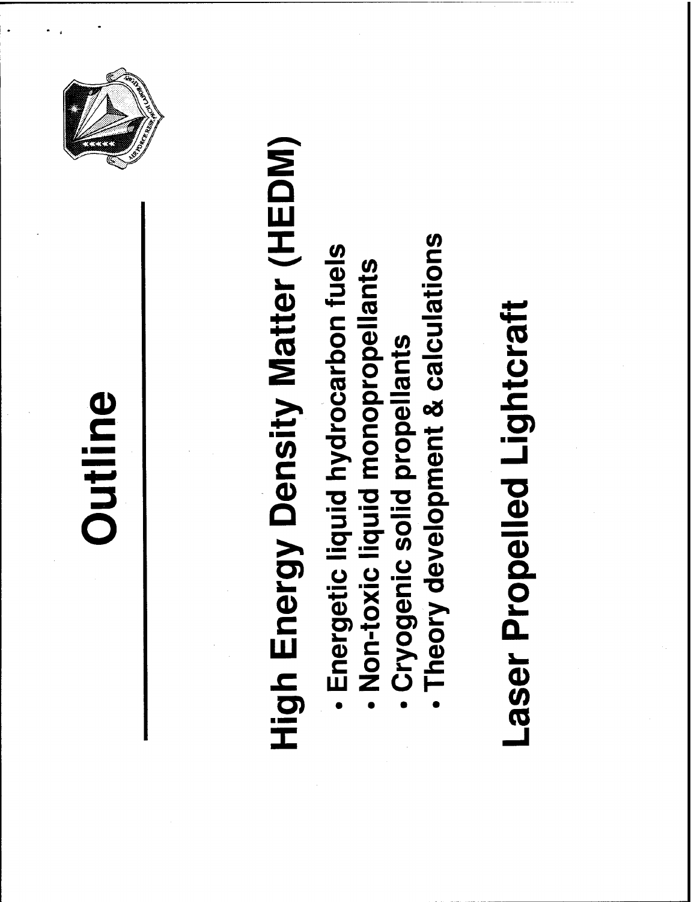# Outline

## High Energy Density Matter (HEDM)

- Energetic liquid hydrocarbon fuels
- Non-toxic liquid monopropellants
- Cryogenic solid propellants
- Theory development & calculations

## Laser Propelled Lightcraft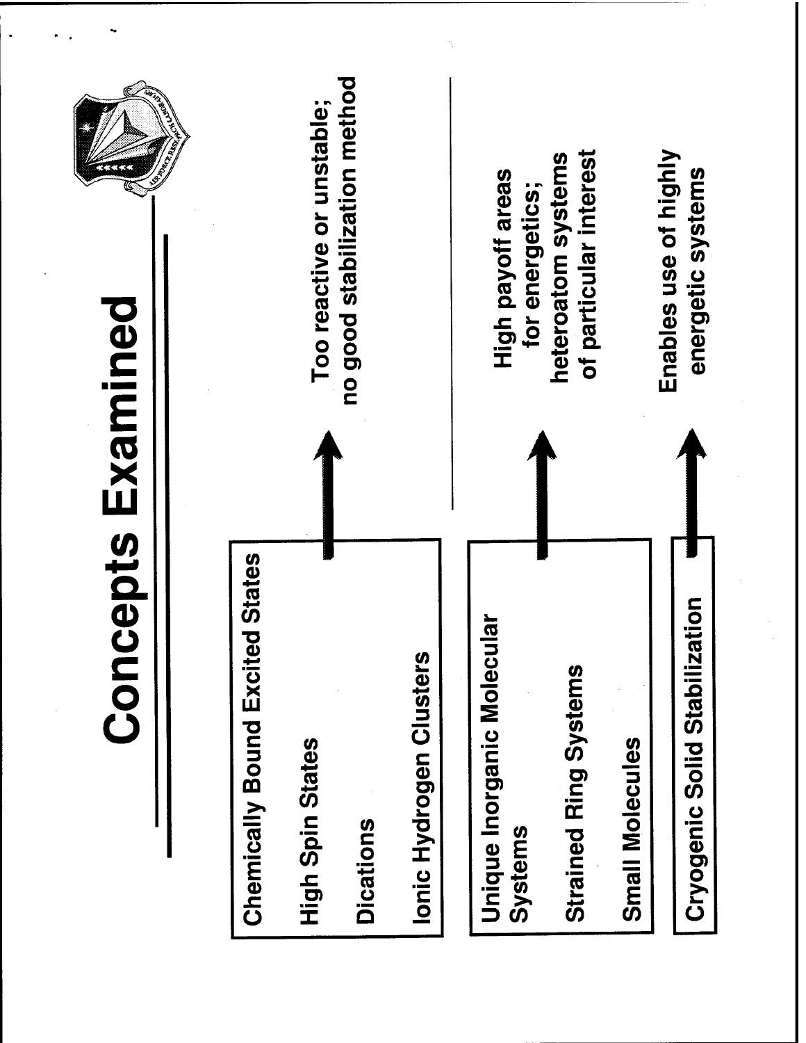# Concepts Examined

- Chemically Bound Excited States
- High Spin States
- Dications
- Ionic Hydrogen Clusters

→ Too reactive or unstable; no good stabilization method

- Unique Inorganic Molecular Systems
- Strained Ring Systems
- Small Molecules

→ High payoff areas for energetics; heteroatom systems of particular interest

- Cryogenic Solid Stabilization

→ Enables use of highly energetic systems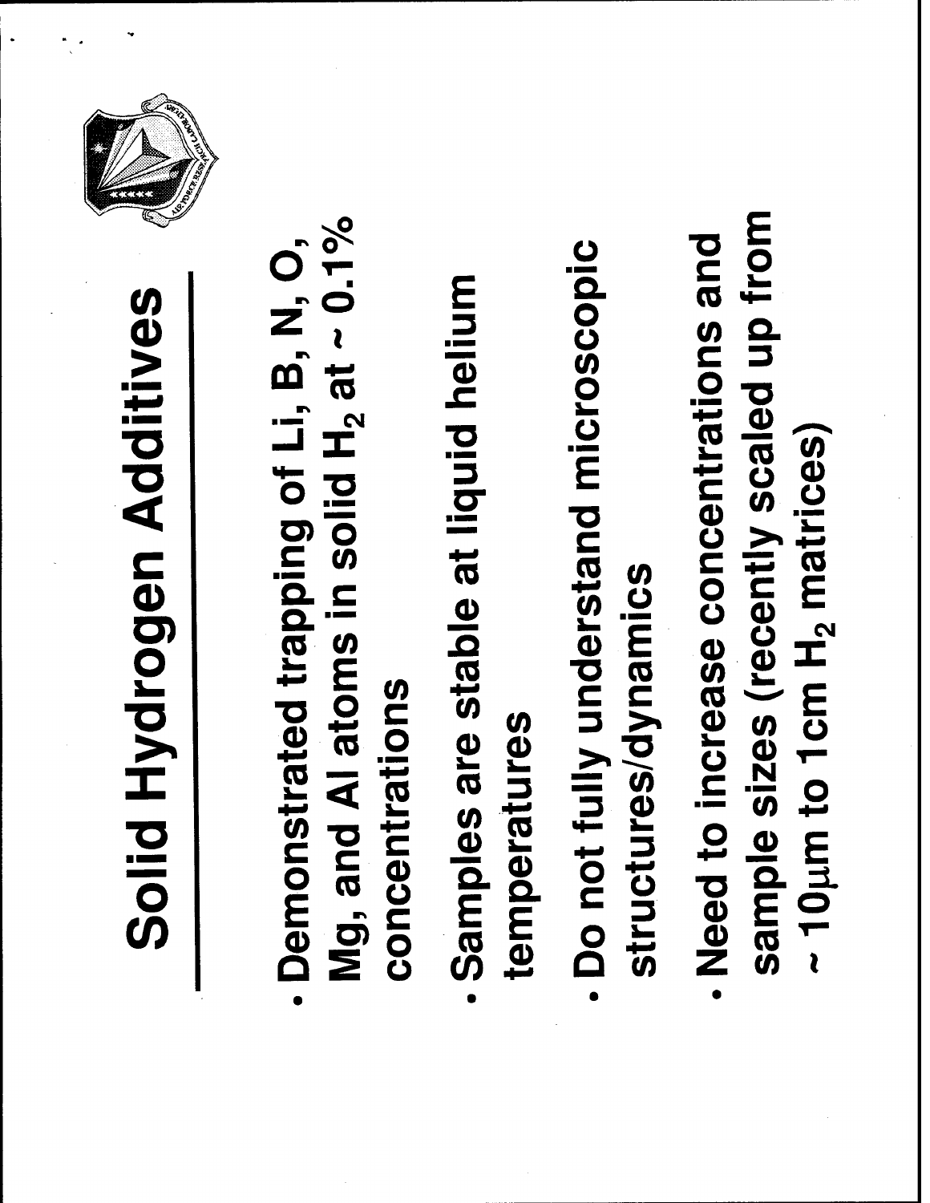# Solid Hydrogen Additives

- Demonstrated trapping of Li, B, N, O, Mg, and Al atoms in solid $H_2$ at ~ 0.1% concentrations
- Samples are stable at liquid helium temperatures
- Do not fully understand microscopic structures/dynamics
- Need to increase concentrations and sample sizes (recently scaled up from ~ 10$\mu$m to 1cm $H_2$ matrices)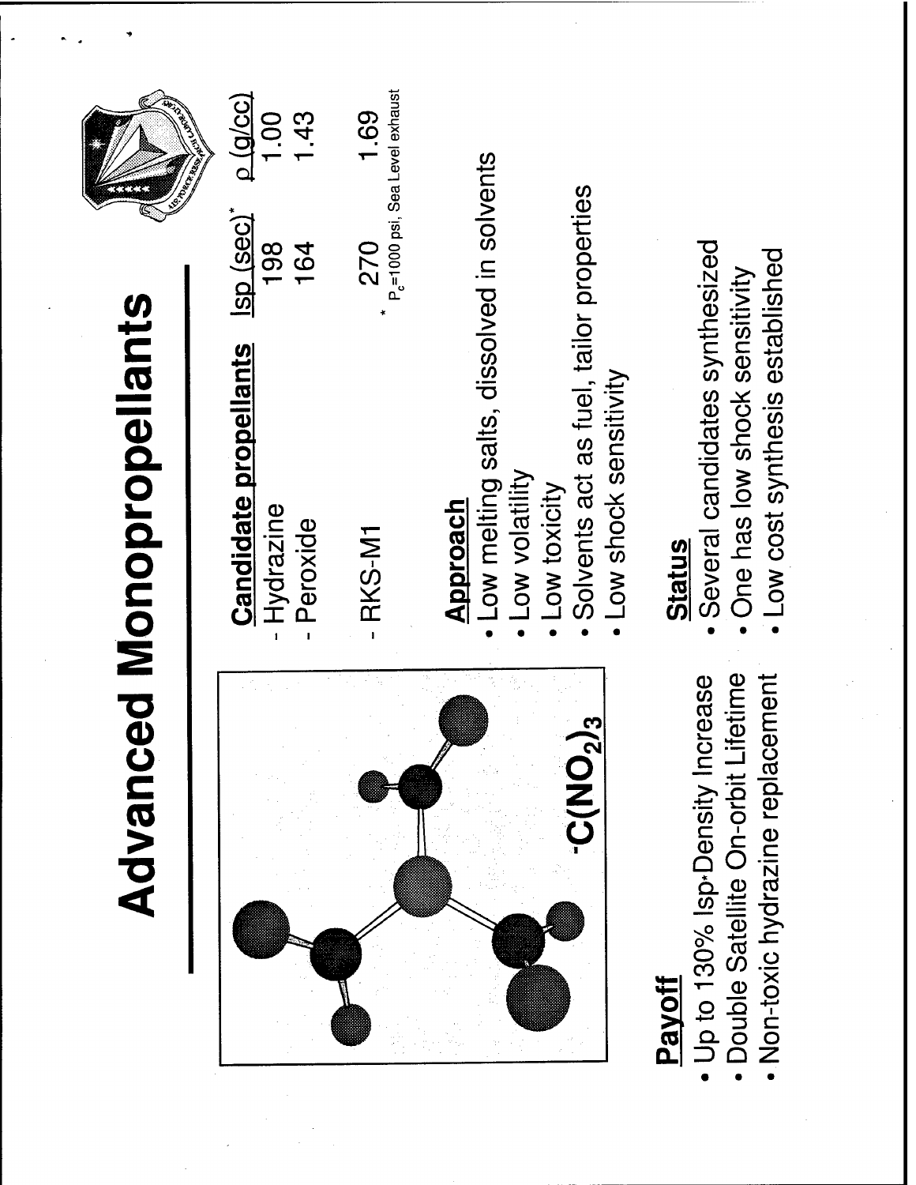# Advanced Monopropellants

$^{-}C(NO_2)_3$

| Candidate propellants | Isp (sec)* | ρ (g/cc) |
|---|---|---|
| - Hydrazine | 198 | 1.00 |
| - Peroxide | 164 | 1.43 |
| - RKS-M1 | 270 | 1.69 |

\* $P_c$=1000 psi, Sea Level exhaust

## Approach

- Low melting salts, dissolved in solvents
- Low volatility
- Low toxicity
- Solvents act as fuel, tailor properties
- Low shock sensitivity

## Payoff

- Up to 130% Isp·Density Increase
- Double Satellite On-orbit Lifetime
- Non-toxic hydrazine replacement

## Status

- Several candidates synthesized
- One has low shock sensitivity
- Low cost synthesis established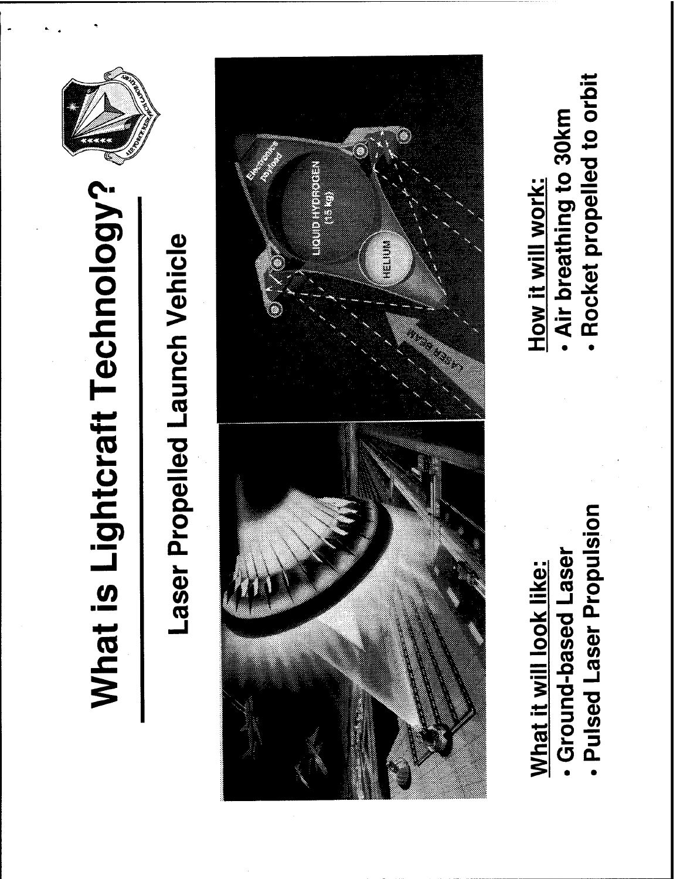# What is Lightcraft Technology?

## Laser Propelled Launch Vehicle

**What it will look like:**
- Ground-based Laser
- Pulsed Laser Propulsion

**How it will work:**
- Air breathing to 30km
- Rocket propelled to orbit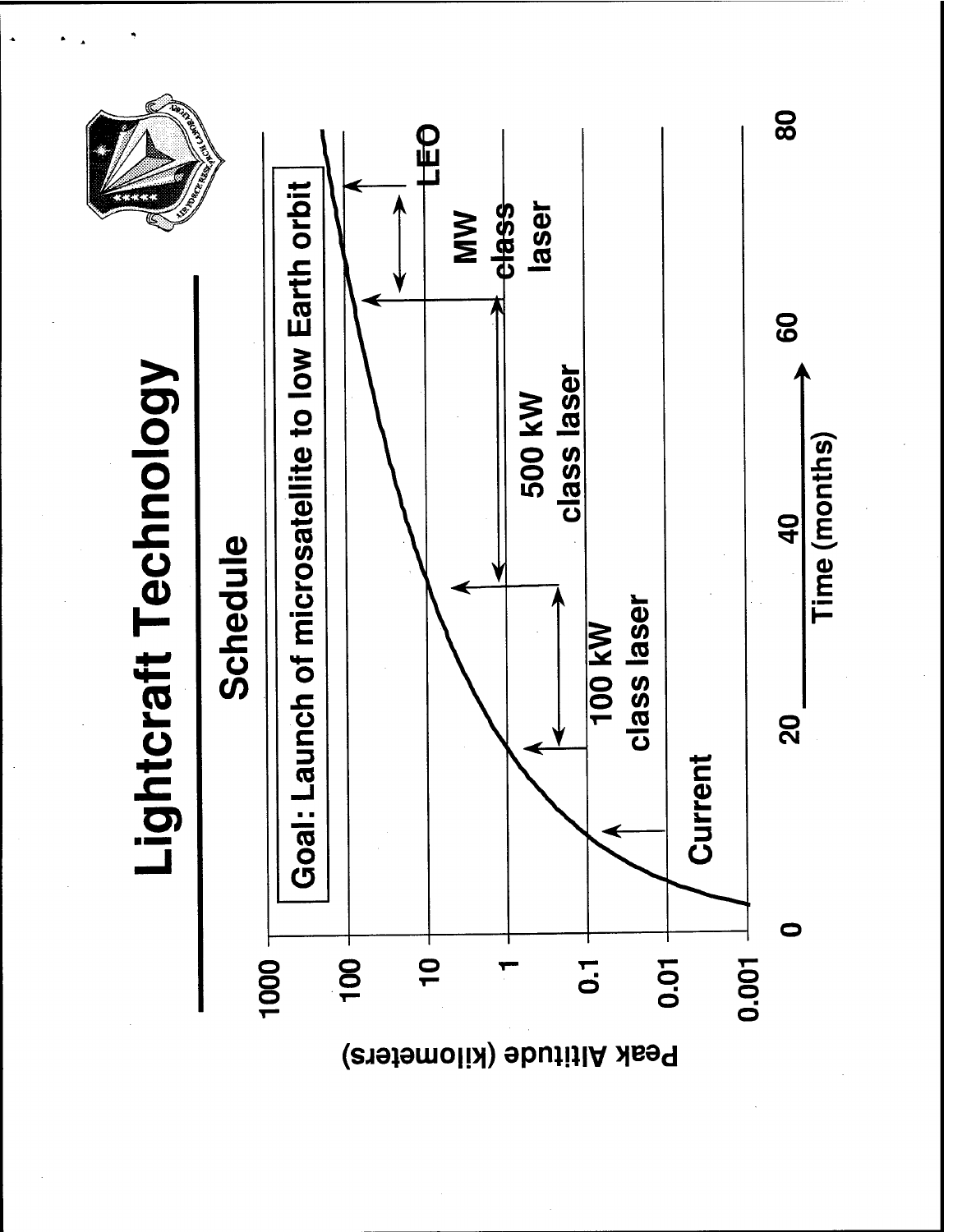# Lightcraft Technology

## Schedule

Goal: Launch of microsatellite to low Earth orbit

Peak Altitude (kilometers)

1000
100
10
1
0.1
0.01
0.001

0 20 40 60 80

Time (months)

Current

100 kW class laser

500 kW class laser

MW class laser

LEO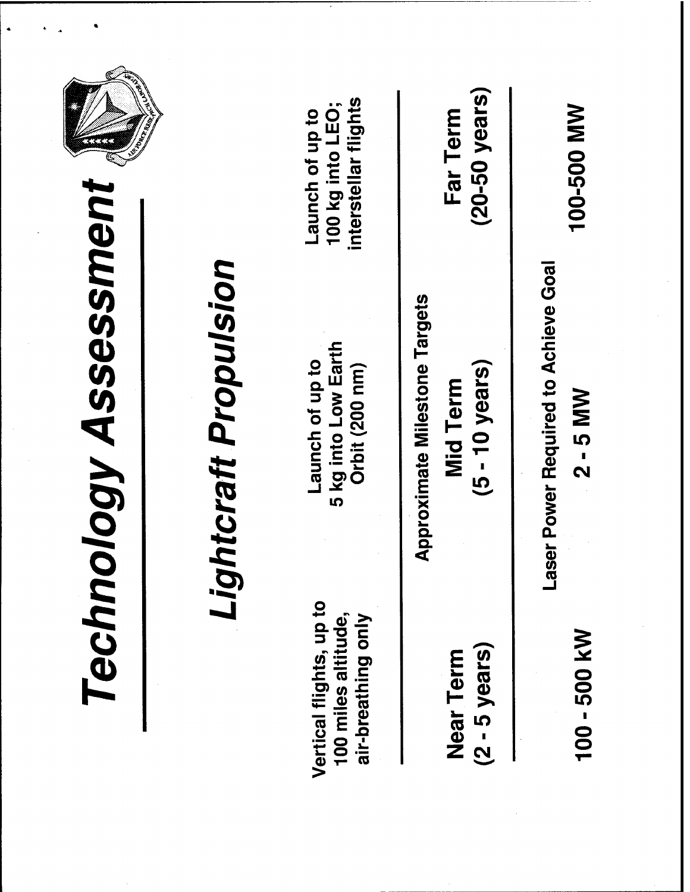# Technology Assessment

## *Lightcraft Propulsion*

| Vertical flights, up to 100 miles altitude, air-breathing only | Launch of up to 5 kg into Low Earth Orbit (200 nm) | Launch of up to 100 kg into LEO; interstellar flights |
|---|---|---|
| **Approximate Milestone Targets** | | |
| **Near Term (2 - 5 years)** | **Mid Term (5 - 10 years)** | **Far Term (20-50 years)** |
| **Laser Power Required to Achieve Goal** | | |
| **100 - 500 kW** | **2 - 5 MW** | **100-500 MW** |